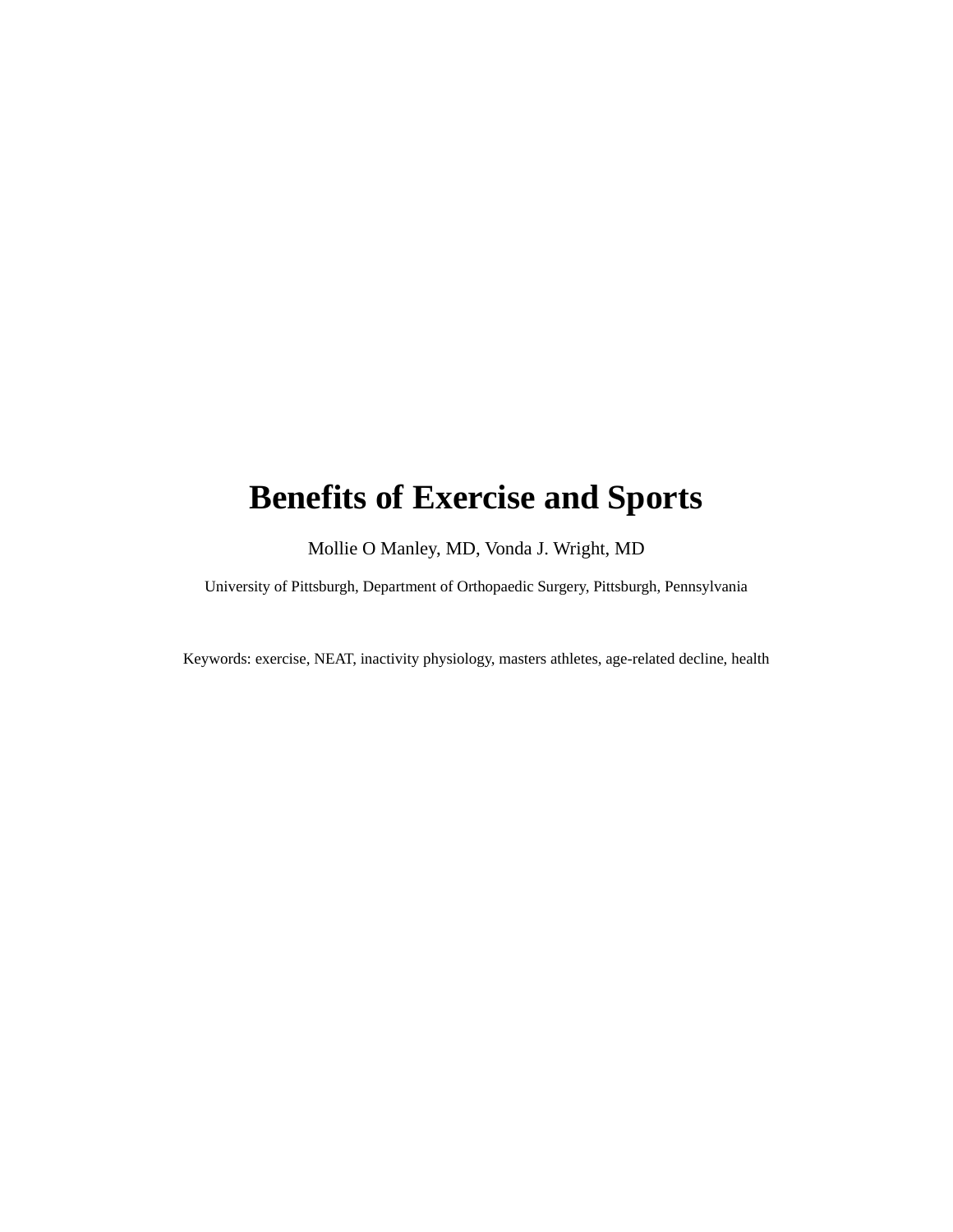# Benefits of Exercise and Sports

Mollie O Manley, MD, Vonda J. Wright, MD

University of Pittsburgh, Department of Orthopaedic Surgery, Pittsburgh, Pennsylvania

Keywords: exercise, NEAT, inactivity physiology, masters athletes, age-related decline, health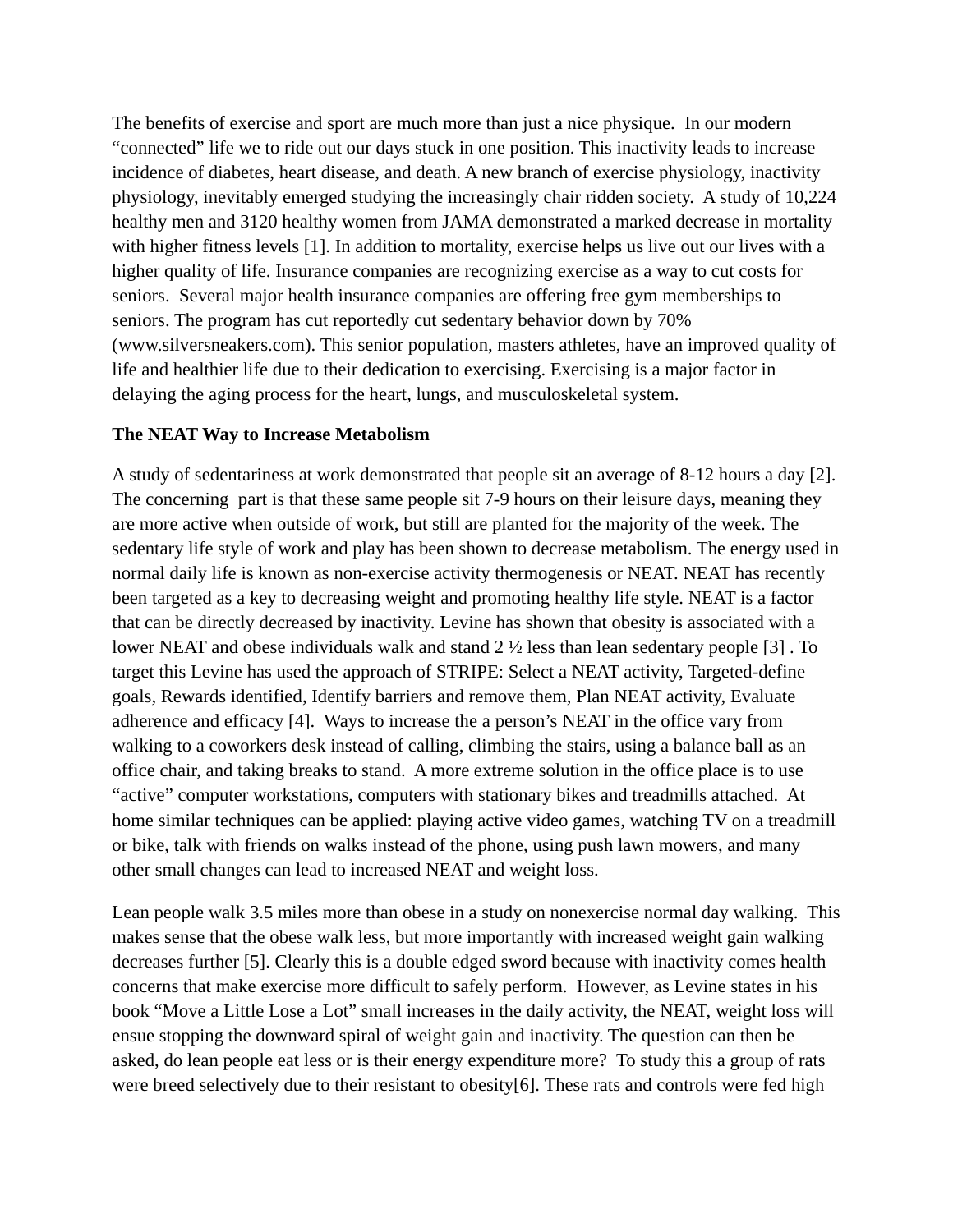The benefits of exercise and sport are much more than just a nice physique. In our modern “connected” life we to ride out our days stuck in one position. This inactivity leads to increase incidence of diabetes, heart disease, and death. A new branch of exercise physiology, inactivity physiology, inevitably emerged studying the increasingly chair ridden society. A study of 10,224 healthy men and 3120 healthy women from JAMA demonstrated a marked decrease in mortality with higher fitness levels [1]. In addition to mortality, exercise helps us live out our lives with a higher quality of life. Insurance companies are recognizing exercise as a way to cut costs for seniors. Several major health insurance companies are offering free gym memberships to seniors. The program has cut reportedly cut sedentary behavior down by 70% (www.silversneakers.com). This senior population, masters athletes, have an improved quality of life and healthier life due to their dedication to exercising. Exercising is a major factor in delaying the aging process for the heart, lungs, and musculoskeletal system.

**The NEAT Way to Increase Metabolism**

A study of sedentariness at work demonstrated that people sit an average of 8-12 hours a day [2]. The concerning part is that these same people sit 7-9 hours on their leisure days, meaning they are more active when outside of work, but still are planted for the majority of the week. The sedentary life style of work and play has been shown to decrease metabolism. The energy used in normal daily life is known as non-exercise activity thermogenesis or NEAT. NEAT has recently been targeted as a key to decreasing weight and promoting healthy life style. NEAT is a factor that can be directly decreased by inactivity. Levine has shown that obesity is associated with a lower NEAT and obese individuals walk and stand 2 ½ less than lean sedentary people [3] . To target this Levine has used the approach of STRIPE: Select a NEAT activity, Targeted-define goals, Rewards identified, Identify barriers and remove them, Plan NEAT activity, Evaluate adherence and efficacy [4]. Ways to increase the a person’s NEAT in the office vary from walking to a coworkers desk instead of calling, climbing the stairs, using a balance ball as an office chair, and taking breaks to stand. A more extreme solution in the office place is to use “active” computer workstations, computers with stationary bikes and treadmills attached. At home similar techniques can be applied: playing active video games, watching TV on a treadmill or bike, talk with friends on walks instead of the phone, using push lawn mowers, and many other small changes can lead to increased NEAT and weight loss.

Lean people walk 3.5 miles more than obese in a study on nonexercise normal day walking. This makes sense that the obese walk less, but more importantly with increased weight gain walking decreases further [5]. Clearly this is a double edged sword because with inactivity comes health concerns that make exercise more difficult to safely perform. However, as Levine states in his book “Move a Little Lose a Lot” small increases in the daily activity, the NEAT, weight loss will ensue stopping the downward spiral of weight gain and inactivity. The question can then be asked, do lean people eat less or is their energy expenditure more? To study this a group of rats were breed selectively due to their resistant to obesity[6]. These rats and controls were fed high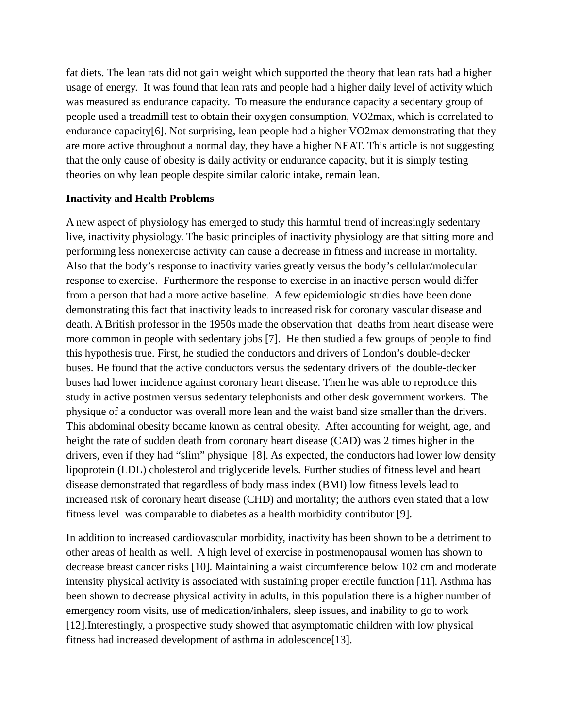fat diets. The lean rats did not gain weight which supported the theory that lean rats had a higher usage of energy. It was found that lean rats and people had a higher daily level of activity which was measured as endurance capacity. To measure the endurance capacity a sedentary group of people used a treadmill test to obtain their oxygen consumption, VO2max, which is correlated to endurance capacity[6]. Not surprising, lean people had a higher VO2max demonstrating that they are more active throughout a normal day, they have a higher NEAT. This article is not suggesting that the only cause of obesity is daily activity or endurance capacity, but it is simply testing theories on why lean people despite similar caloric intake, remain lean.

**Inactivity and Health Problems**

A new aspect of physiology has emerged to study this harmful trend of increasingly sedentary live, inactivity physiology. The basic principles of inactivity physiology are that sitting more and performing less nonexercise activity can cause a decrease in fitness and increase in mortality. Also that the body's response to inactivity varies greatly versus the body's cellular/molecular response to exercise. Furthermore the response to exercise in an inactive person would differ from a person that had a more active baseline. A few epidemiologic studies have been done demonstrating this fact that inactivity leads to increased risk for coronary vascular disease and death. A British professor in the 1950s made the observation that deaths from heart disease were more common in people with sedentary jobs [7]. He then studied a few groups of people to find this hypothesis true. First, he studied the conductors and drivers of London's double-decker buses. He found that the active conductors versus the sedentary drivers of the double-decker buses had lower incidence against coronary heart disease. Then he was able to reproduce this study in active postmen versus sedentary telephonists and other desk government workers. The physique of a conductor was overall more lean and the waist band size smaller than the drivers. This abdominal obesity became known as central obesity. After accounting for weight, age, and height the rate of sudden death from coronary heart disease (CAD) was 2 times higher in the drivers, even if they had "slim" physique [8]. As expected, the conductors had lower low density lipoprotein (LDL) cholesterol and triglyceride levels. Further studies of fitness level and heart disease demonstrated that regardless of body mass index (BMI) low fitness levels lead to increased risk of coronary heart disease (CHD) and mortality; the authors even stated that a low fitness level was comparable to diabetes as a health morbidity contributor [9].

In addition to increased cardiovascular morbidity, inactivity has been shown to be a detriment to other areas of health as well. A high level of exercise in postmenopausal women has shown to decrease breast cancer risks [10]. Maintaining a waist circumference below 102 cm and moderate intensity physical activity is associated with sustaining proper erectile function [11]. Asthma has been shown to decrease physical activity in adults, in this population there is a higher number of emergency room visits, use of medication/inhalers, sleep issues, and inability to go to work [12].Interestingly, a prospective study showed that asymptomatic children with low physical fitness had increased development of asthma in adolescence[13].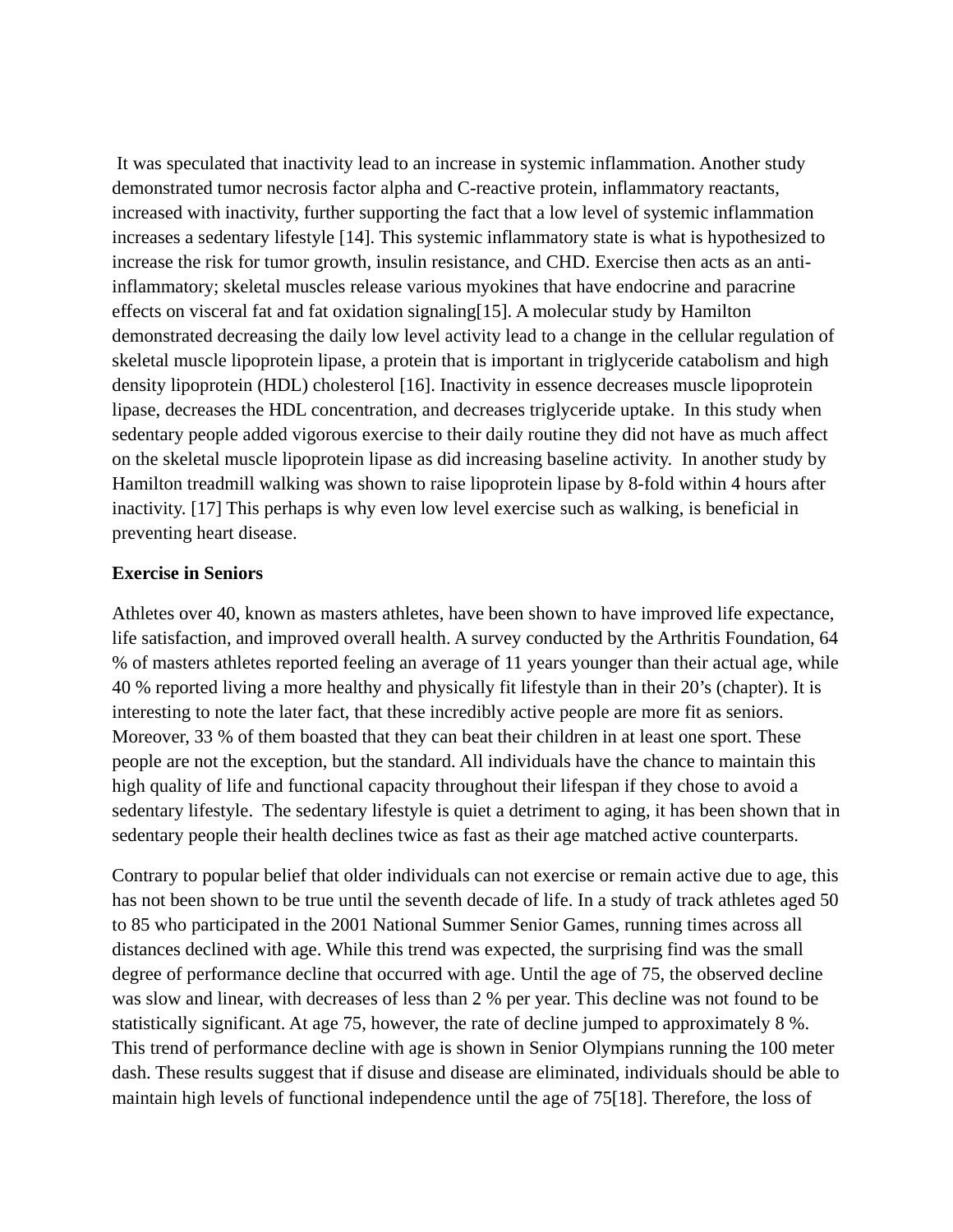It was speculated that inactivity lead to an increase in systemic inflammation. Another study demonstrated tumor necrosis factor alpha and C-reactive protein, inflammatory reactants, increased with inactivity, further supporting the fact that a low level of systemic inflammation increases a sedentary lifestyle [14]. This systemic inflammatory state is what is hypothesized to increase the risk for tumor growth, insulin resistance, and CHD. Exercise then acts as an anti-inflammatory; skeletal muscles release various myokines that have endocrine and paracrine effects on visceral fat and fat oxidation signaling[15]. A molecular study by Hamilton demonstrated decreasing the daily low level activity lead to a change in the cellular regulation of skeletal muscle lipoprotein lipase, a protein that is important in triglyceride catabolism and high density lipoprotein (HDL) cholesterol [16]. Inactivity in essence decreases muscle lipoprotein lipase, decreases the HDL concentration, and decreases triglyceride uptake. In this study when sedentary people added vigorous exercise to their daily routine they did not have as much affect on the skeletal muscle lipoprotein lipase as did increasing baseline activity. In another study by Hamilton treadmill walking was shown to raise lipoprotein lipase by 8-fold within 4 hours after inactivity. [17] This perhaps is why even low level exercise such as walking, is beneficial in preventing heart disease.

**Exercise in Seniors**

Athletes over 40, known as masters athletes, have been shown to have improved life expectance, life satisfaction, and improved overall health. A survey conducted by the Arthritis Foundation, 64 % of masters athletes reported feeling an average of 11 years younger than their actual age, while 40 % reported living a more healthy and physically fit lifestyle than in their 20's (chapter). It is interesting to note the later fact, that these incredibly active people are more fit as seniors. Moreover, 33 % of them boasted that they can beat their children in at least one sport. These people are not the exception, but the standard. All individuals have the chance to maintain this high quality of life and functional capacity throughout their lifespan if they chose to avoid a sedentary lifestyle. The sedentary lifestyle is quiet a detriment to aging, it has been shown that in sedentary people their health declines twice as fast as their age matched active counterparts.

Contrary to popular belief that older individuals can not exercise or remain active due to age, this has not been shown to be true until the seventh decade of life. In a study of track athletes aged 50 to 85 who participated in the 2001 National Summer Senior Games, running times across all distances declined with age. While this trend was expected, the surprising find was the small degree of performance decline that occurred with age. Until the age of 75, the observed decline was slow and linear, with decreases of less than 2 % per year. This decline was not found to be statistically significant. At age 75, however, the rate of decline jumped to approximately 8 %. This trend of performance decline with age is shown in Senior Olympians running the 100 meter dash. These results suggest that if disuse and disease are eliminated, individuals should be able to maintain high levels of functional independence until the age of 75[18]. Therefore, the loss of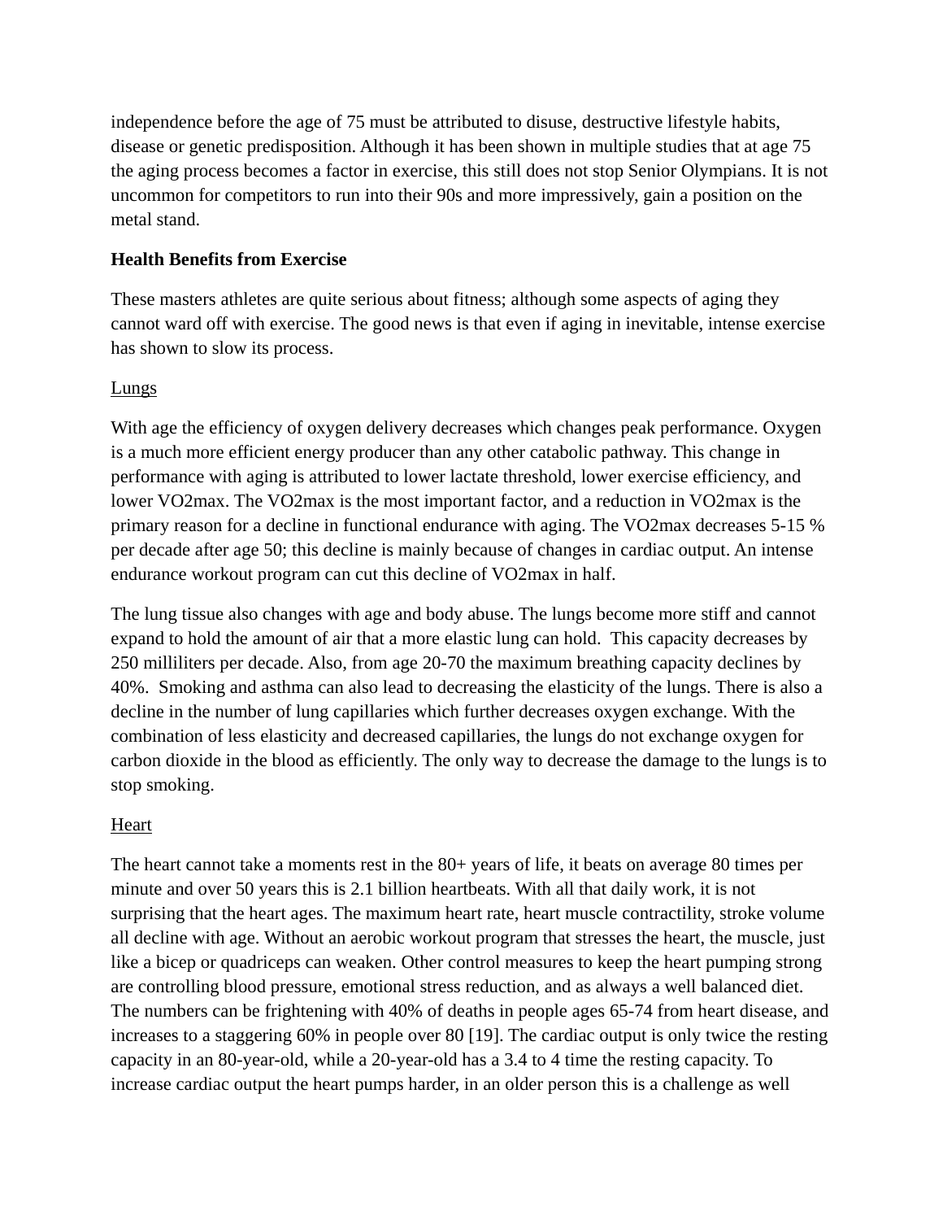independence before the age of 75 must be attributed to disuse, destructive lifestyle habits, disease or genetic predisposition. Although it has been shown in multiple studies that at age 75 the aging process becomes a factor in exercise, this still does not stop Senior Olympians. It is not uncommon for competitors to run into their 90s and more impressively, gain a position on the metal stand.

**Health Benefits from Exercise**

These masters athletes are quite serious about fitness; although some aspects of aging they cannot ward off with exercise. The good news is that even if aging in inevitable, intense exercise has shown to slow its process.

Lungs

With age the efficiency of oxygen delivery decreases which changes peak performance. Oxygen is a much more efficient energy producer than any other catabolic pathway. This change in performance with aging is attributed to lower lactate threshold, lower exercise efficiency, and lower VO2max. The VO2max is the most important factor, and a reduction in VO2max is the primary reason for a decline in functional endurance with aging. The VO2max decreases 5-15 % per decade after age 50; this decline is mainly because of changes in cardiac output. An intense endurance workout program can cut this decline of VO2max in half.

The lung tissue also changes with age and body abuse. The lungs become more stiff and cannot expand to hold the amount of air that a more elastic lung can hold. This capacity decreases by 250 milliliters per decade. Also, from age 20-70 the maximum breathing capacity declines by 40%. Smoking and asthma can also lead to decreasing the elasticity of the lungs. There is also a decline in the number of lung capillaries which further decreases oxygen exchange. With the combination of less elasticity and decreased capillaries, the lungs do not exchange oxygen for carbon dioxide in the blood as efficiently. The only way to decrease the damage to the lungs is to stop smoking.

Heart

The heart cannot take a moments rest in the 80+ years of life, it beats on average 80 times per minute and over 50 years this is 2.1 billion heartbeats. With all that daily work, it is not surprising that the heart ages. The maximum heart rate, heart muscle contractility, stroke volume all decline with age. Without an aerobic workout program that stresses the heart, the muscle, just like a bicep or quadriceps can weaken. Other control measures to keep the heart pumping strong are controlling blood pressure, emotional stress reduction, and as always a well balanced diet. The numbers can be frightening with 40% of deaths in people ages 65-74 from heart disease, and increases to a staggering 60% in people over 80 [19]. The cardiac output is only twice the resting capacity in an 80-year-old, while a 20-year-old has a 3.4 to 4 time the resting capacity. To increase cardiac output the heart pumps harder, in an older person this is a challenge as well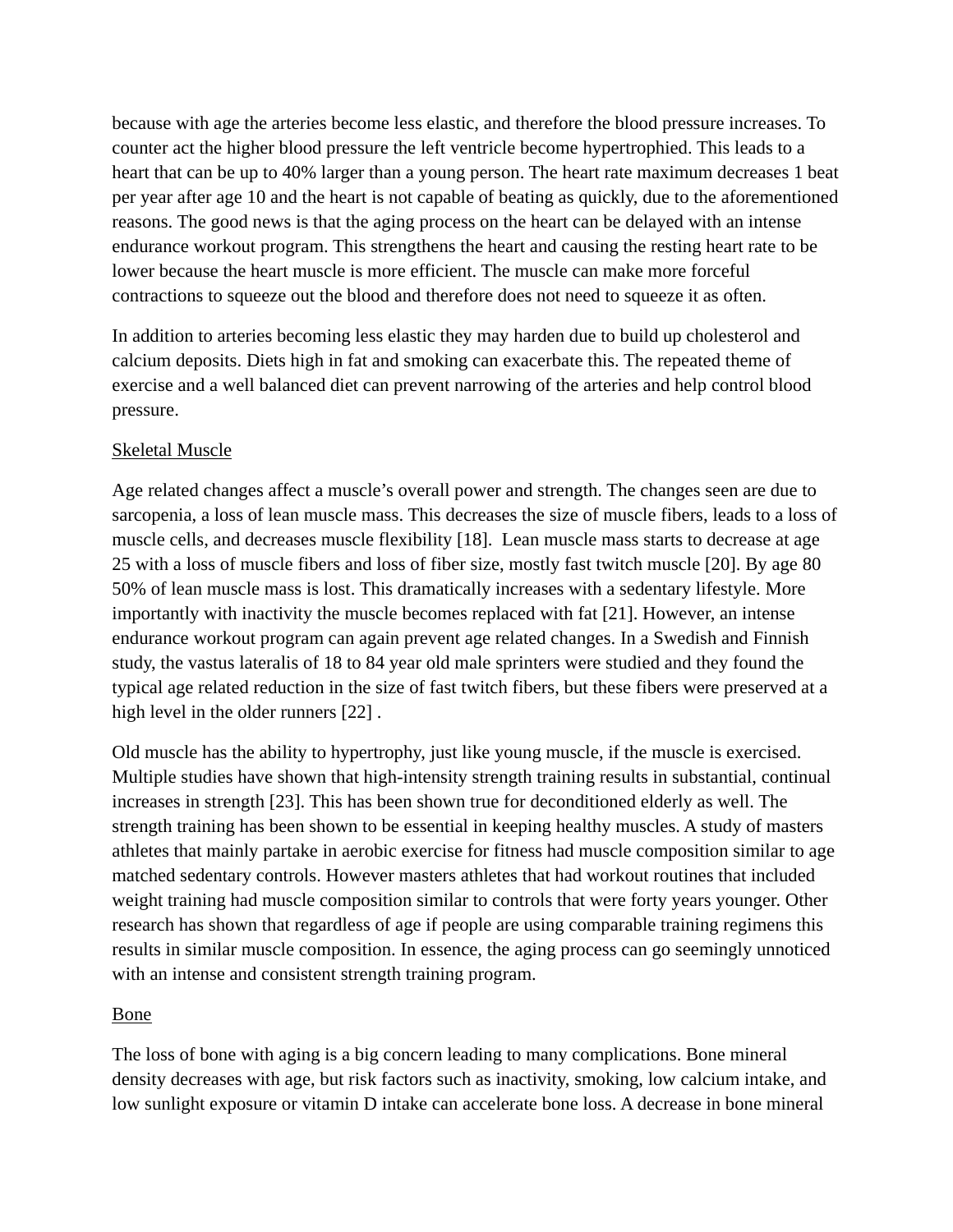because with age the arteries become less elastic, and therefore the blood pressure increases. To counter act the higher blood pressure the left ventricle become hypertrophied. This leads to a heart that can be up to 40% larger than a young person. The heart rate maximum decreases 1 beat per year after age 10 and the heart is not capable of beating as quickly, due to the aforementioned reasons. The good news is that the aging process on the heart can be delayed with an intense endurance workout program. This strengthens the heart and causing the resting heart rate to be lower because the heart muscle is more efficient. The muscle can make more forceful contractions to squeeze out the blood and therefore does not need to squeeze it as often.

In addition to arteries becoming less elastic they may harden due to build up cholesterol and calcium deposits. Diets high in fat and smoking can exacerbate this. The repeated theme of exercise and a well balanced diet can prevent narrowing of the arteries and help control blood pressure.

<u>Skeletal Muscle</u>

Age related changes affect a muscle's overall power and strength. The changes seen are due to sarcopenia, a loss of lean muscle mass. This decreases the size of muscle fibers, leads to a loss of muscle cells, and decreases muscle flexibility [18]. Lean muscle mass starts to decrease at age 25 with a loss of muscle fibers and loss of fiber size, mostly fast twitch muscle [20]. By age 80 50% of lean muscle mass is lost. This dramatically increases with a sedentary lifestyle. More importantly with inactivity the muscle becomes replaced with fat [21]. However, an intense endurance workout program can again prevent age related changes. In a Swedish and Finnish study, the vastus lateralis of 18 to 84 year old male sprinters were studied and they found the typical age related reduction in the size of fast twitch fibers, but these fibers were preserved at a high level in the older runners [22] .

Old muscle has the ability to hypertrophy, just like young muscle, if the muscle is exercised. Multiple studies have shown that high-intensity strength training results in substantial, continual increases in strength [23]. This has been shown true for deconditioned elderly as well. The strength training has been shown to be essential in keeping healthy muscles. A study of masters athletes that mainly partake in aerobic exercise for fitness had muscle composition similar to age matched sedentary controls. However masters athletes that had workout routines that included weight training had muscle composition similar to controls that were forty years younger. Other research has shown that regardless of age if people are using comparable training regimens this results in similar muscle composition. In essence, the aging process can go seemingly unnoticed with an intense and consistent strength training program.

<u>Bone</u>

The loss of bone with aging is a big concern leading to many complications. Bone mineral density decreases with age, but risk factors such as inactivity, smoking, low calcium intake, and low sunlight exposure or vitamin D intake can accelerate bone loss. A decrease in bone mineral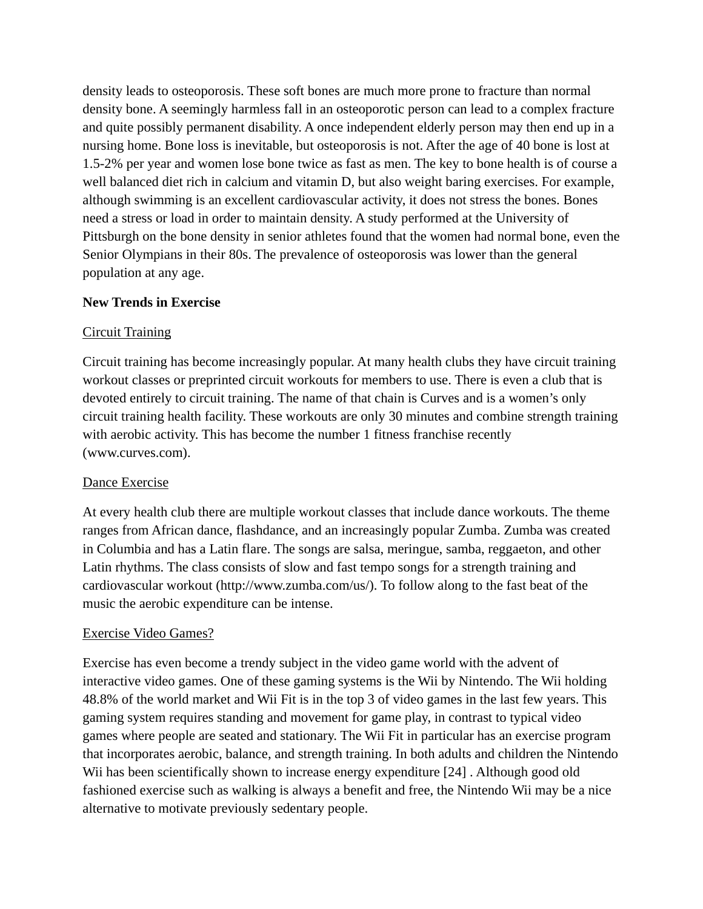density leads to osteoporosis. These soft bones are much more prone to fracture than normal density bone. A seemingly harmless fall in an osteoporotic person can lead to a complex fracture and quite possibly permanent disability. A once independent elderly person may then end up in a nursing home. Bone loss is inevitable, but osteoporosis is not. After the age of 40 bone is lost at 1.5-2% per year and women lose bone twice as fast as men. The key to bone health is of course a well balanced diet rich in calcium and vitamin D, but also weight baring exercises. For example, although swimming is an excellent cardiovascular activity, it does not stress the bones. Bones need a stress or load in order to maintain density. A study performed at the University of Pittsburgh on the bone density in senior athletes found that the women had normal bone, even the Senior Olympians in their 80s. The prevalence of osteoporosis was lower than the general population at any age.

**New Trends in Exercise**

<u>Circuit Training</u>

Circuit training has become increasingly popular. At many health clubs they have circuit training workout classes or preprinted circuit workouts for members to use. There is even a club that is devoted entirely to circuit training. The name of that chain is Curves and is a women's only circuit training health facility. These workouts are only 30 minutes and combine strength training with aerobic activity. This has become the number 1 fitness franchise recently (www.curves.com).

<u>Dance Exercise</u>

At every health club there are multiple workout classes that include dance workouts. The theme ranges from African dance, flashdance, and an increasingly popular Zumba. Zumba was created in Columbia and has a Latin flare. The songs are salsa, meringue, samba, reggaeton, and other Latin rhythms. The class consists of slow and fast tempo songs for a strength training and cardiovascular workout (http://www.zumba.com/us/). To follow along to the fast beat of the music the aerobic expenditure can be intense.

<u>Exercise Video Games?</u>

Exercise has even become a trendy subject in the video game world with the advent of interactive video games. One of these gaming systems is the Wii by Nintendo. The Wii holding 48.8% of the world market and Wii Fit is in the top 3 of video games in the last few years. This gaming system requires standing and movement for game play, in contrast to typical video games where people are seated and stationary. The Wii Fit in particular has an exercise program that incorporates aerobic, balance, and strength training. In both adults and children the Nintendo Wii has been scientifically shown to increase energy expenditure [24] . Although good old fashioned exercise such as walking is always a benefit and free, the Nintendo Wii may be a nice alternative to motivate previously sedentary people.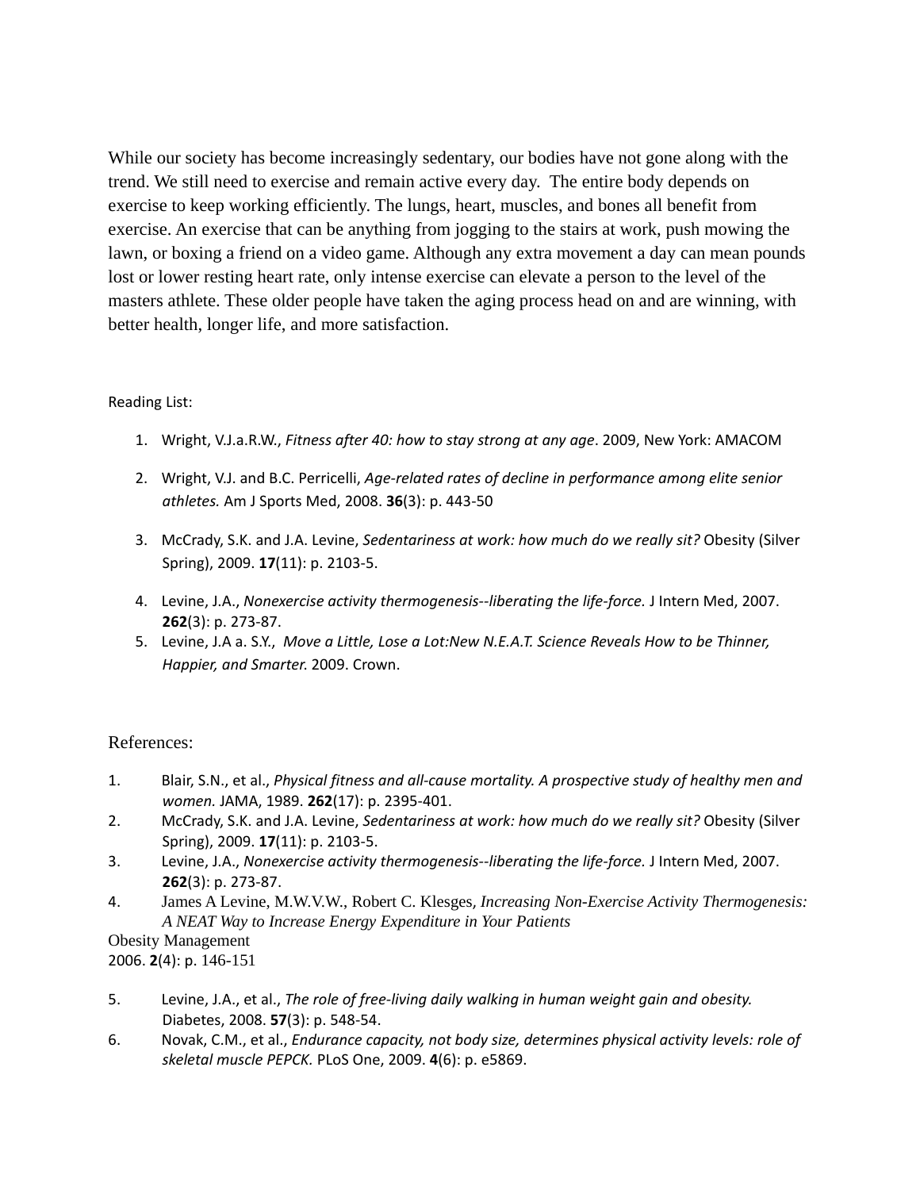While our society has become increasingly sedentary, our bodies have not gone along with the trend. We still need to exercise and remain active every day.  The entire body depends on exercise to keep working efficiently. The lungs, heart, muscles, and bones all benefit from exercise. An exercise that can be anything from jogging to the stairs at work, push mowing the lawn, or boxing a friend on a video game. Although any extra movement a day can mean pounds lost or lower resting heart rate, only intense exercise can elevate a person to the level of the masters athlete. These older people have taken the aging process head on and are winning, with better health, longer life, and more satisfaction.

Reading List:

1. Wright, V.J.a.R.W., *Fitness after 40: how to stay strong at any age*. 2009, New York: AMACOM
2. Wright, V.J. and B.C. Perricelli, *Age-related rates of decline in performance among elite senior athletes.* Am J Sports Med, 2008. **36**(3): p. 443-50
3. McCrady, S.K. and J.A. Levine, *Sedentariness at work: how much do we really sit?* Obesity (Silver Spring), 2009. **17**(11): p. 2103-5.
4. Levine, J.A., *Nonexercise activity thermogenesis--liberating the life-force.* J Intern Med, 2007. **262**(3): p. 273-87.
5. Levine, J.A a. S.Y., *Move a Little, Lose a Lot:New N.E.A.T. Science Reveals How to be Thinner, Happier, and Smarter.* 2009. Crown.

References:

1. Blair, S.N., et al., *Physical fitness and all-cause mortality. A prospective study of healthy men and women.* JAMA, 1989. **262**(17): p. 2395-401.
2. McCrady, S.K. and J.A. Levine, *Sedentariness at work: how much do we really sit?* Obesity (Silver Spring), 2009. **17**(11): p. 2103-5.
3. Levine, J.A., *Nonexercise activity thermogenesis--liberating the life-force.* J Intern Med, 2007. **262**(3): p. 273-87.
4. James A Levine, M.W.V.W., Robert C. Klesges, *Increasing Non-Exercise Activity Thermogenesis: A NEAT Way to Increase Energy Expenditure in Your Patients*

Obesity Management
2006. **2**(4): p. 146-151

5. Levine, J.A., et al., *The role of free-living daily walking in human weight gain and obesity.* Diabetes, 2008. **57**(3): p. 548-54.
6. Novak, C.M., et al., *Endurance capacity, not body size, determines physical activity levels: role of skeletal muscle PEPCK.* PLoS One, 2009. **4**(6): p. e5869.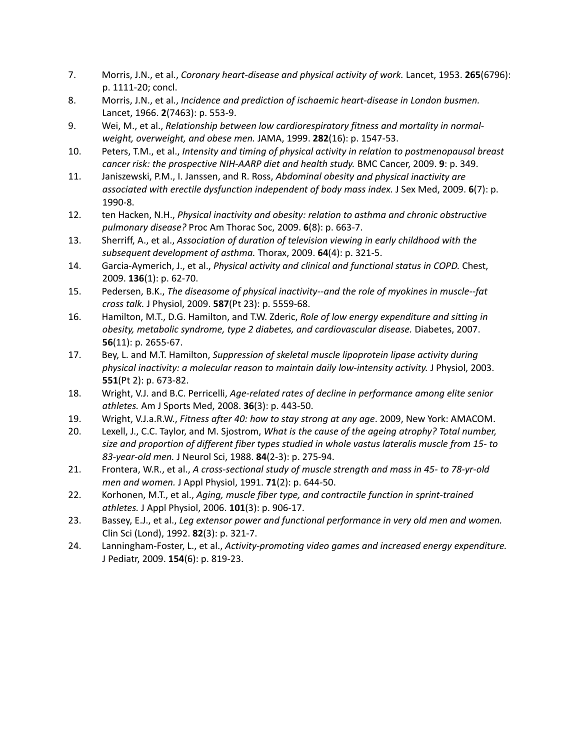7. Morris, J.N., et al., *Coronary heart-disease and physical activity of work.* Lancet, 1953. **265**(6796): p. 1111-20; concl.
8. Morris, J.N., et al., *Incidence and prediction of ischaemic heart-disease in London busmen.* Lancet, 1966. **2**(7463): p. 553-9.
9. Wei, M., et al., *Relationship between low cardiorespiratory fitness and mortality in normal-weight, overweight, and obese men.* JAMA, 1999. **282**(16): p. 1547-53.
10. Peters, T.M., et al., *Intensity and timing of physical activity in relation to postmenopausal breast cancer risk: the prospective NIH-AARP diet and health study.* BMC Cancer, 2009. **9**: p. 349.
11. Janiszewski, P.M., I. Janssen, and R. Ross, *Abdominal obesity and physical inactivity are associated with erectile dysfunction independent of body mass index.* J Sex Med, 2009. **6**(7): p. 1990-8.
12. ten Hacken, N.H., *Physical inactivity and obesity: relation to asthma and chronic obstructive pulmonary disease?* Proc Am Thorac Soc, 2009. **6**(8): p. 663-7.
13. Sherriff, A., et al., *Association of duration of television viewing in early childhood with the subsequent development of asthma.* Thorax, 2009. **64**(4): p. 321-5.
14. Garcia-Aymerich, J., et al., *Physical activity and clinical and functional status in COPD.* Chest, 2009. **136**(1): p. 62-70.
15. Pedersen, B.K., *The diseasome of physical inactivity--and the role of myokines in muscle--fat cross talk.* J Physiol, 2009. **587**(Pt 23): p. 5559-68.
16. Hamilton, M.T., D.G. Hamilton, and T.W. Zderic, *Role of low energy expenditure and sitting in obesity, metabolic syndrome, type 2 diabetes, and cardiovascular disease.* Diabetes, 2007. **56**(11): p. 2655-67.
17. Bey, L. and M.T. Hamilton, *Suppression of skeletal muscle lipoprotein lipase activity during physical inactivity: a molecular reason to maintain daily low-intensity activity.* J Physiol, 2003. **551**(Pt 2): p. 673-82.
18. Wright, V.J. and B.C. Perricelli, *Age-related rates of decline in performance among elite senior athletes.* Am J Sports Med, 2008. **36**(3): p. 443-50.
19. Wright, V.J.a.R.W., *Fitness after 40: how to stay strong at any age*. 2009, New York: AMACOM.
20. Lexell, J., C.C. Taylor, and M. Sjostrom, *What is the cause of the ageing atrophy? Total number, size and proportion of different fiber types studied in whole vastus lateralis muscle from 15- to 83-year-old men.* J Neurol Sci, 1988. **84**(2-3): p. 275-94.
21. Frontera, W.R., et al., *A cross-sectional study of muscle strength and mass in 45- to 78-yr-old men and women.* J Appl Physiol, 1991. **71**(2): p. 644-50.
22. Korhonen, M.T., et al., *Aging, muscle fiber type, and contractile function in sprint-trained athletes.* J Appl Physiol, 2006. **101**(3): p. 906-17.
23. Bassey, E.J., et al., *Leg extensor power and functional performance in very old men and women.* Clin Sci (Lond), 1992. **82**(3): p. 321-7.
24. Lanningham-Foster, L., et al., *Activity-promoting video games and increased energy expenditure.* J Pediatr, 2009. **154**(6): p. 819-23.